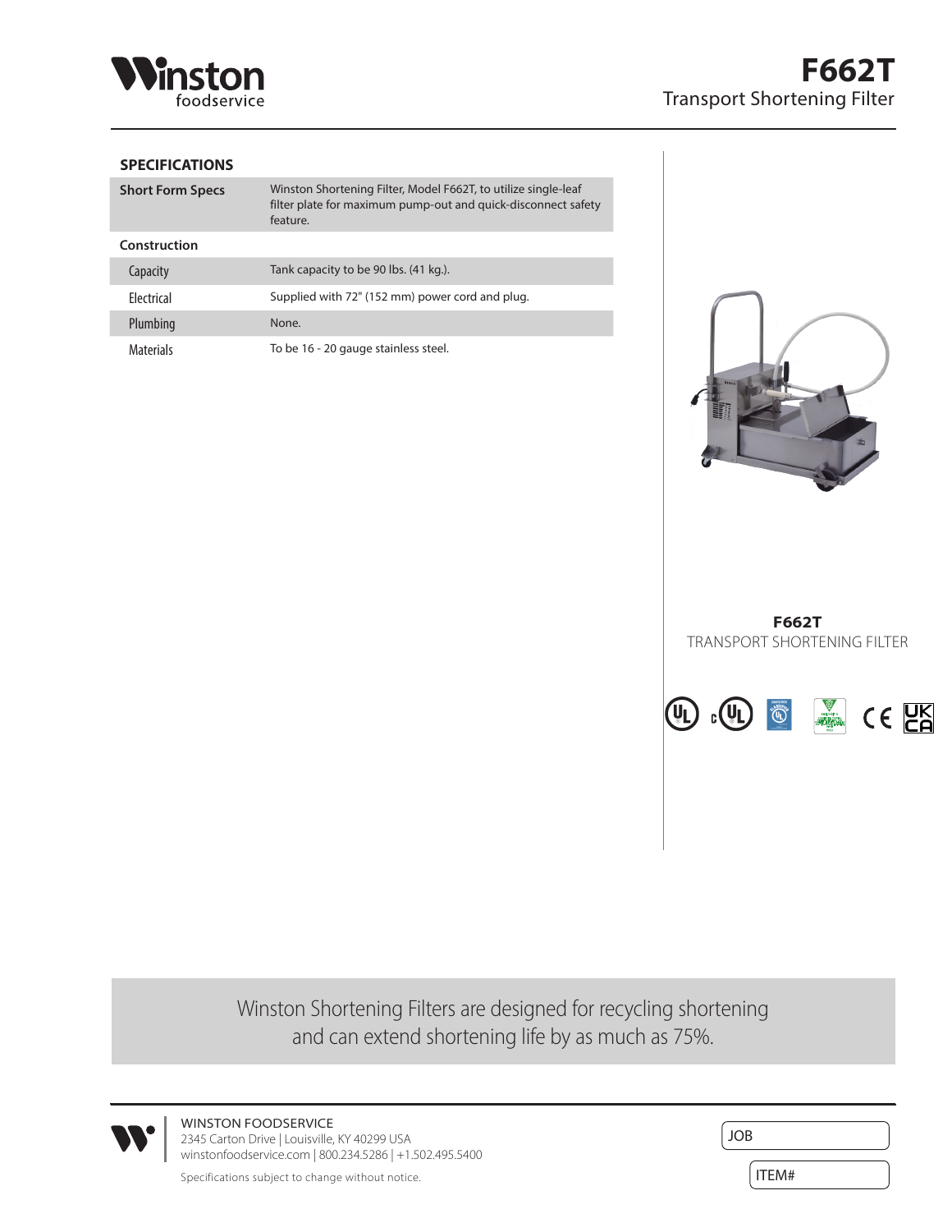# F662T

Transport Shortening Filter

## SPECIFICATIONS

| | |
|---|---|
| **Short Form Specs** | Winston Shortening Filter, Model F662T, to utilize single-leaf filter plate for maximum pump-out and quick-disconnect safety feature. |
| **Construction** | |
| Capacity | Tank capacity to be 90 lbs. (41 kg.). |
| Electrical | Supplied with 72" (152 mm) power cord and plug. |
| Plumbing | None. |
| Materials | To be 16 - 20 gauge stainless steel. |

**F662T**

TRANSPORT SHORTENING FILTER

Winston Shortening Filters are designed for recycling shortening and can extend shortening life by as much as 75%.

WINSTON FOODSERVICE
2345 Carton Drive | Louisville, KY 40299 USA
winstonfoodservice.com | 800.234.5286 | +1.502.495.5400

Specifications subject to change without notice.

JOB

ITEM#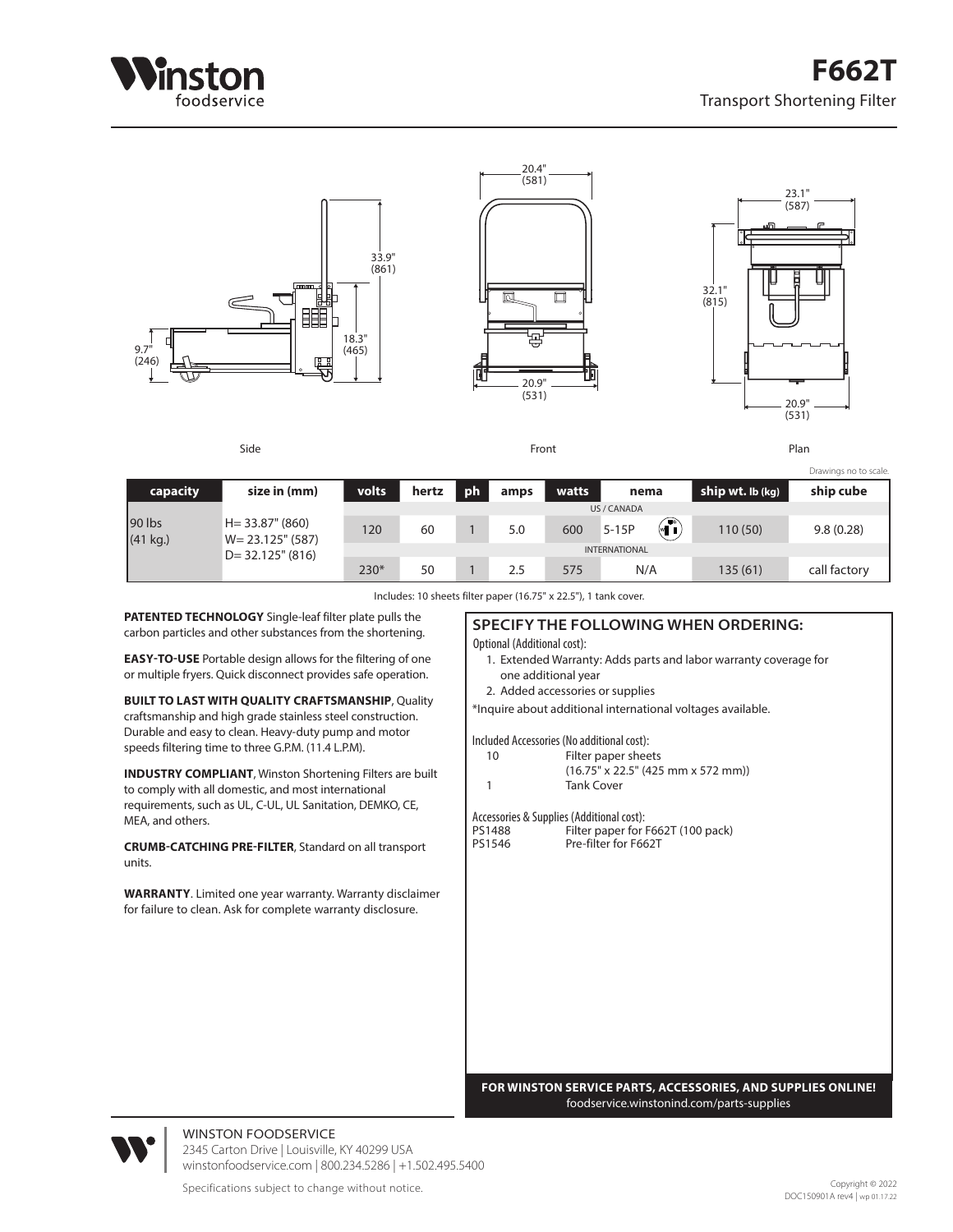# F662T

Transport Shortening Filter

20.4" (581)

33.9" (861)

18.3" (465)

9.7" (246)

20.9" (531)

23.1" (587)

32.1" (815)

20.9" (531)

Side

Front

Plan

Drawings no to scale.

| capacity | size in (mm) | volts | hertz | ph | amps | watts | nema | ship wt. lb (kg) | ship cube |
|---|---|---|---|---|---|---|---|---|---|
| 90 lbs (41 kg.) | H= 33.87" (860) W= 23.125" (587) D= 32.125" (816) | US / CANADA | | | | | | | |
| | | 120 | 60 | 1 | 5.0 | 600 | 5-15P | 110 (50) | 9.8 (0.28) |
| | | INTERNATIONAL | | | | | | | |
| | | 230* | 50 | 1 | 2.5 | 575 | N/A | 135 (61) | call factory |

Includes: 10 sheets filter paper (16.75" x 22.5"), 1 tank cover.

**PATENTED TECHNOLOGY** Single-leaf filter plate pulls the carbon particles and other substances from the shortening.

**EASY-TO-USE** Portable design allows for the filtering of one or multiple fryers. Quick disconnect provides safe operation.

**BUILT TO LAST WITH QUALITY CRAFTSMANSHIP**, Quality craftsmanship and high grade stainless steel construction. Durable and easy to clean. Heavy-duty pump and motor speeds filtering time to three G.P.M. (11.4 L.P.M).

**INDUSTRY COMPLIANT**, Winston Shortening Filters are built to comply with all domestic, and most international requirements, such as UL, C-UL, UL Sanitation, DEMKO, CE, MEA, and others.

**CRUMB-CATCHING PRE-FILTER**, Standard on all transport units.

**WARRANTY**. Limited one year warranty. Warranty disclaimer for failure to clean. Ask for complete warranty disclosure.

## SPECIFY THE FOLLOWING WHEN ORDERING:

Optional (Additional cost):

1. Extended Warranty: Adds parts and labor warranty coverage for one additional year
2. Added accessories or supplies

*Inquire about additional international voltages available.

Included Accessories (No additional cost):

| | |
|---|---|
| 10 | Filter paper sheets (16.75" x 22.5" (425 mm x 572 mm)) |
| 1 | Tank Cover |

Accessories & Supplies (Additional cost):

| | |
|---|---|
| PS1488 | Filter paper for F662T (100 pack) |
| PS1546 | Pre-filter for F662T |

**FOR WINSTON SERVICE PARTS, ACCESSORIES, AND SUPPLIES ONLINE!**
foodservice.winstonind.com/parts-supplies

WINSTON FOODSERVICE
2345 Carton Drive | Louisville, KY 40299 USA
winstonfoodservice.com | 800.234.5286 | +1.502.495.5400

Specifications subject to change without notice.

Copyright © 2022
DOC150901A rev4 | wp 01.17.22